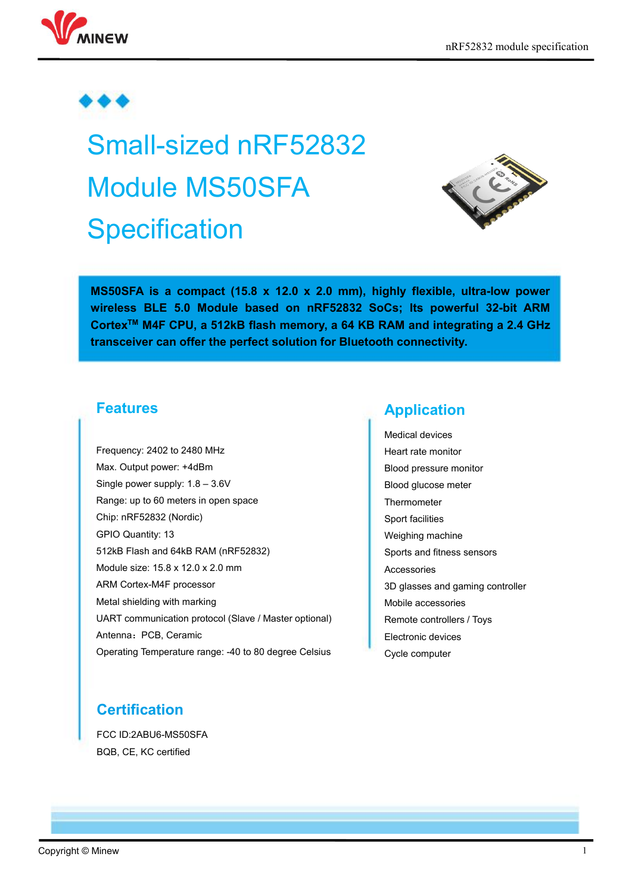# Small-sized nRF52832 Module MS50SFA Specification

**MS50SFA is a compact (15.8 x 12.0 x 2.0 mm), highly flexible, ultra-low power wireless BLE 5.0 Module based on nRF52832 SoCs; Its powerful 32-bit ARM Cortex$^{TM}$ M4F CPU, a 512kB flash memory, a 64 KB RAM and integrating a 2.4 GHz transceiver can offer the perfect solution for Bluetooth connectivity.**

## Features

Frequency: 2402 to 2480 MHz
Max. Output power: +4dBm
Single power supply: 1.8 – 3.6V
Range: up to 60 meters in open space
Chip: nRF52832 (Nordic)
GPIO Quantity: 13
512kB Flash and 64kB RAM (nRF52832)
Module size: 15.8 x 12.0 x 2.0 mm
ARM Cortex-M4F processor
Metal shielding with marking
UART communication protocol (Slave / Master optional)
Antenna：PCB, Ceramic
Operating Temperature range: -40 to 80 degree Celsius

## Application

Medical devices
Heart rate monitor
Blood pressure monitor
Blood glucose meter
Thermometer
Sport facilities
Weighing machine
Sports and fitness sensors
Accessories
3D glasses and gaming controller
Mobile accessories
Remote controllers / Toys
Electronic devices
Cycle computer

## Certification

FCC ID:2ABU6-MS50SFA
BQB, CE, KC certified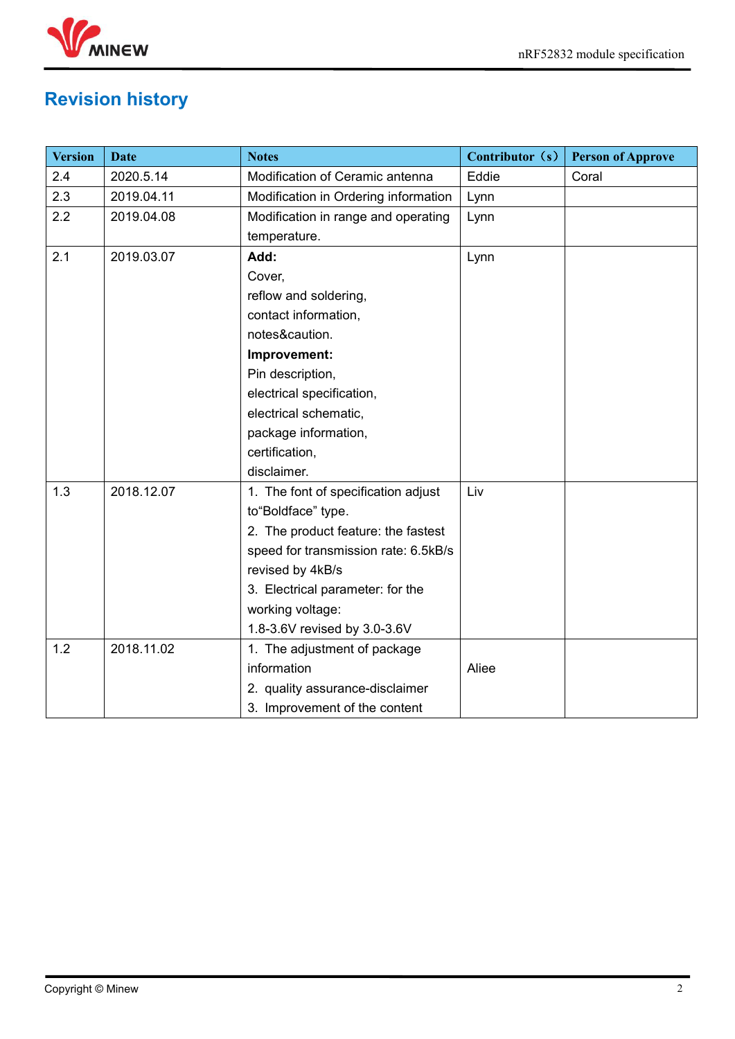# Revision history

| Version | Date | Notes | Contributor（s） | Person of Approve |
|---|---|---|---|---|
| 2.4 | 2020.5.14 | Modification of Ceramic antenna | Eddie | Coral |
| 2.3 | 2019.04.11 | Modification in Ordering information | Lynn | |
| 2.2 | 2019.04.08 | Modification in range and operating temperature. | Lynn | |
| 2.1 | 2019.03.07 | **Add:**<br>Cover,<br>reflow and soldering,<br>contact information,<br>notes&caution.<br>**Improvement:**<br>Pin description,<br>electrical specification,<br>electrical schematic,<br>package information,<br>certification,<br>disclaimer. | Lynn | |
| 1.3 | 2018.12.07 | 1. The font of specification adjust to“Boldface” type.<br>2. The product feature: the fastest speed for transmission rate: 6.5kB/s revised by 4kB/s<br>3. Electrical parameter: for the working voltage:<br>1.8-3.6V revised by 3.0-3.6V | Liv | |
| 1.2 | 2018.11.02 | 1. The adjustment of package information<br>2. quality assurance-disclaimer<br>3. Improvement of the content | Aliee | |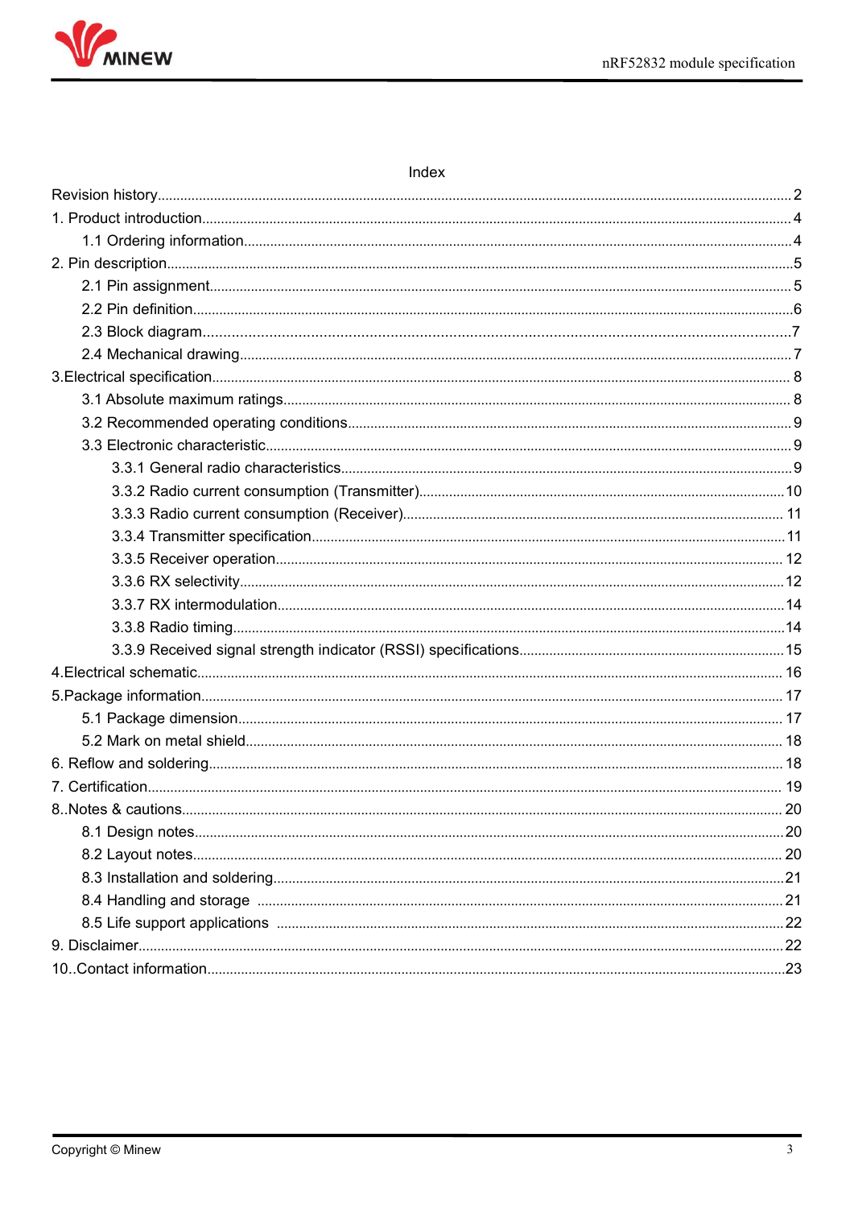# Index

- Revision history ........ 2
- 1. Product introduction ........ 4
  - 1.1 Ordering information ........ 4
- 2. Pin description ........ 5
  - 2.1 Pin assignment ........ 5
  - 2.2 Pin definition ........ 6
  - 2.3 Block diagram ........ 7
  - 2.4 Mechanical drawing ........ 7
- 3.Electrical specification ........ 8
  - 3.1 Absolute maximum ratings ........ 8
  - 3.2 Recommended operating conditions ........ 9
  - 3.3 Electronic characteristic ........ 9
    - 3.3.1 General radio characteristics ........ 9
    - 3.3.2 Radio current consumption (Transmitter) ........ 10
    - 3.3.3 Radio current consumption (Receiver) ........ 11
    - 3.3.4 Transmitter specification ........ 11
    - 3.3.5 Receiver operation ........ 12
    - 3.3.6 RX selectivity ........ 12
    - 3.3.7 RX intermodulation ........ 14
    - 3.3.8 Radio timing ........ 14
    - 3.3.9 Received signal strength indicator (RSSI) specifications ........ 15
- 4.Electrical schematic ........ 16
- 5.Package information ........ 17
  - 5.1 Package dimension ........ 17
  - 5.2 Mark on metal shield ........ 18
- 6. Reflow and soldering ........ 18
- 7. Certification ........ 19
- 8..Notes & cautions ........ 20
  - 8.1 Design notes ........ 20
  - 8.2 Layout notes ........ 20
  - 8.3 Installation and soldering ........ 21
  - 8.4 Handling and storage ........ 21
  - 8.5 Life support applications ........ 22
- 9. Disclaimer ........ 22
- 10..Contact information ........ 23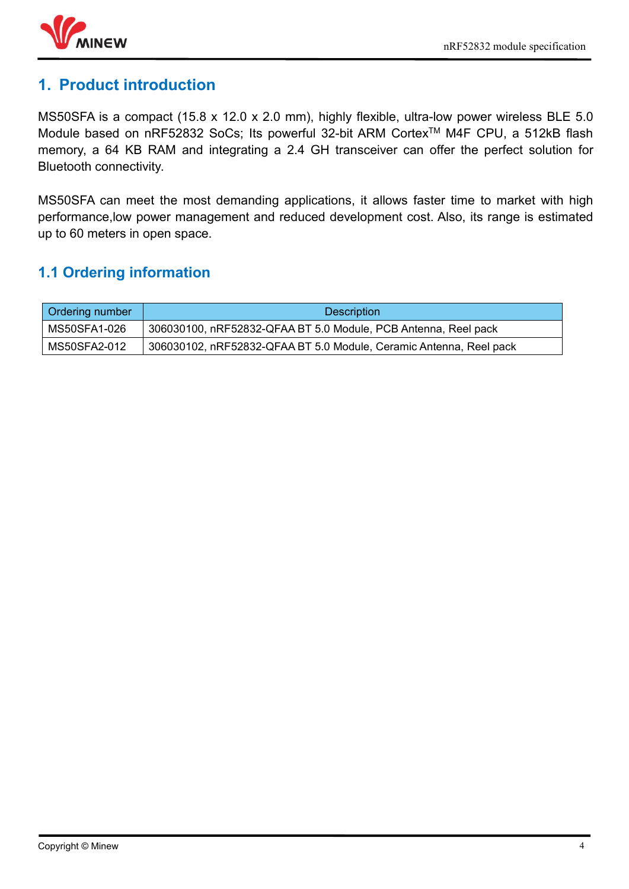# 1. Product introduction

MS50SFA is a compact (15.8 x 12.0 x 2.0 mm), highly flexible, ultra-low power wireless BLE 5.0 Module based on nRF52832 SoCs; Its powerful 32-bit ARM Cortex$^{TM}$ M4F CPU, a 512kB flash memory, a 64 KB RAM and integrating a 2.4 GH transceiver can offer the perfect solution for Bluetooth connectivity.

MS50SFA can meet the most demanding applications, it allows faster time to market with high performance,low power management and reduced development cost. Also, its range is estimated up to 60 meters in open space.

## 1.1 Ordering information

| Ordering number | Description |
|---|---|
| MS50SFA1-026 | 306030100, nRF52832-QFAA BT 5.0 Module, PCB Antenna, Reel pack |
| MS50SFA2-012 | 306030102, nRF52832-QFAA BT 5.0 Module, Ceramic Antenna, Reel pack |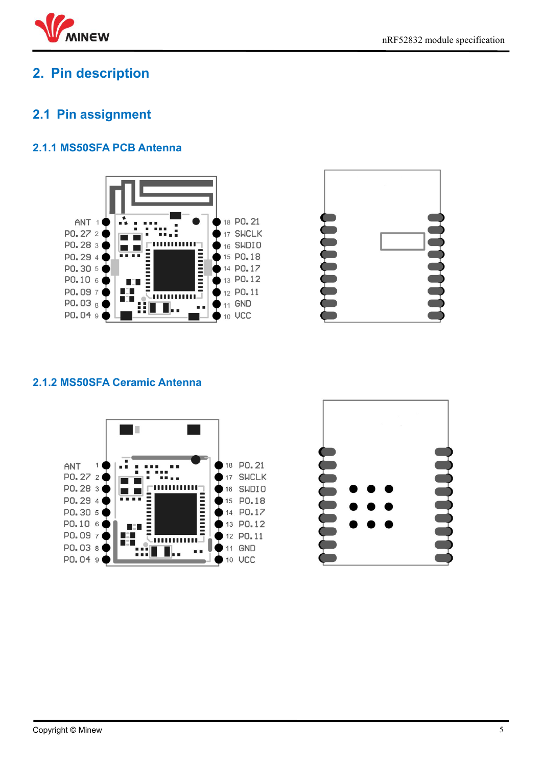# 2. Pin description

## 2.1 Pin assignment

### 2.1.1 MS50SFA PCB Antenna

ANT 1, P0.27 2, P0.28 3, P0.29 4, P0.30 5, P0.10 6, P0.09 7, P0.03 8, P0.04 9

18 P0.21, 17 SWCLK, 16 SWDIO, 15 P0.18, 14 P0.17, 13 P0.12, 12 P0.11, 11 GND, 10 VCC

### 2.1.2 MS50SFA Ceramic Antenna

ANT 1, P0.27 2, P0.28 3, P0.29 4, P0.30 5, P0.10 6, P0.09 7, P0.03 8, P0.04 9

18 P0.21, 17 SWCLK, 16 SWDIO, 15 P0.18, 14 P0.17, 13 P0.12, 12 P0.11, 11 GND, 10 VCC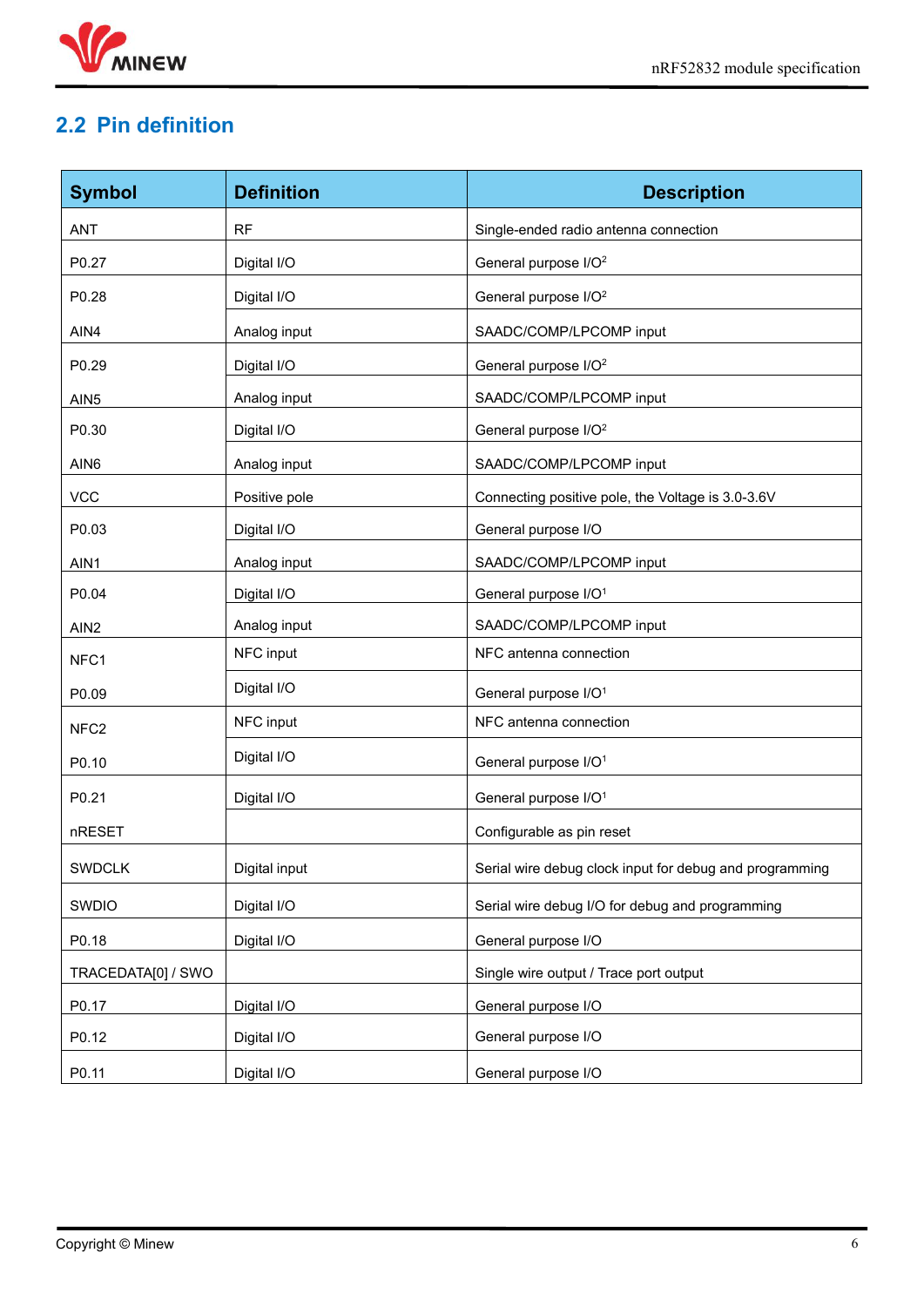## 2.2 Pin definition

| Symbol | Definition | Description |
|---|---|---|
| ANT | RF | Single-ended radio antenna connection |
| P0.27 | Digital I/O | General purpose I/O[2] |
| P0.28 | Digital I/O | General purpose I/O[2] |
| AIN4 | Analog input | SAADC/COMP/LPCOMP input |
| P0.29 | Digital I/O | General purpose I/O[2] |
| AIN5 | Analog input | SAADC/COMP/LPCOMP input |
| P0.30 | Digital I/O | General purpose I/O[2] |
| AIN6 | Analog input | SAADC/COMP/LPCOMP input |
| VCC | Positive pole | Connecting positive pole, the Voltage is 3.0-3.6V |
| P0.03 | Digital I/O | General purpose I/O |
| AIN1 | Analog input | SAADC/COMP/LPCOMP input |
| P0.04 | Digital I/O | General purpose I/O[1] |
| AIN2 | Analog input | SAADC/COMP/LPCOMP input |
| NFC1 | NFC input | NFC antenna connection |
| P0.09 | Digital I/O | General purpose I/O[1] |
| NFC2 | NFC input | NFC antenna connection |
| P0.10 | Digital I/O | General purpose I/O[1] |
| P0.21 | Digital I/O | General purpose I/O[1] |
| nRESET | | Configurable as pin reset |
| SWDCLK | Digital input | Serial wire debug clock input for debug and programming |
| SWDIO | Digital I/O | Serial wire debug I/O for debug and programming |
| P0.18 | Digital I/O | General purpose I/O |
| TRACEDATA[0] / SWO | | Single wire output / Trace port output |
| P0.17 | Digital I/O | General purpose I/O |
| P0.12 | Digital I/O | General purpose I/O |
| P0.11 | Digital I/O | General purpose I/O |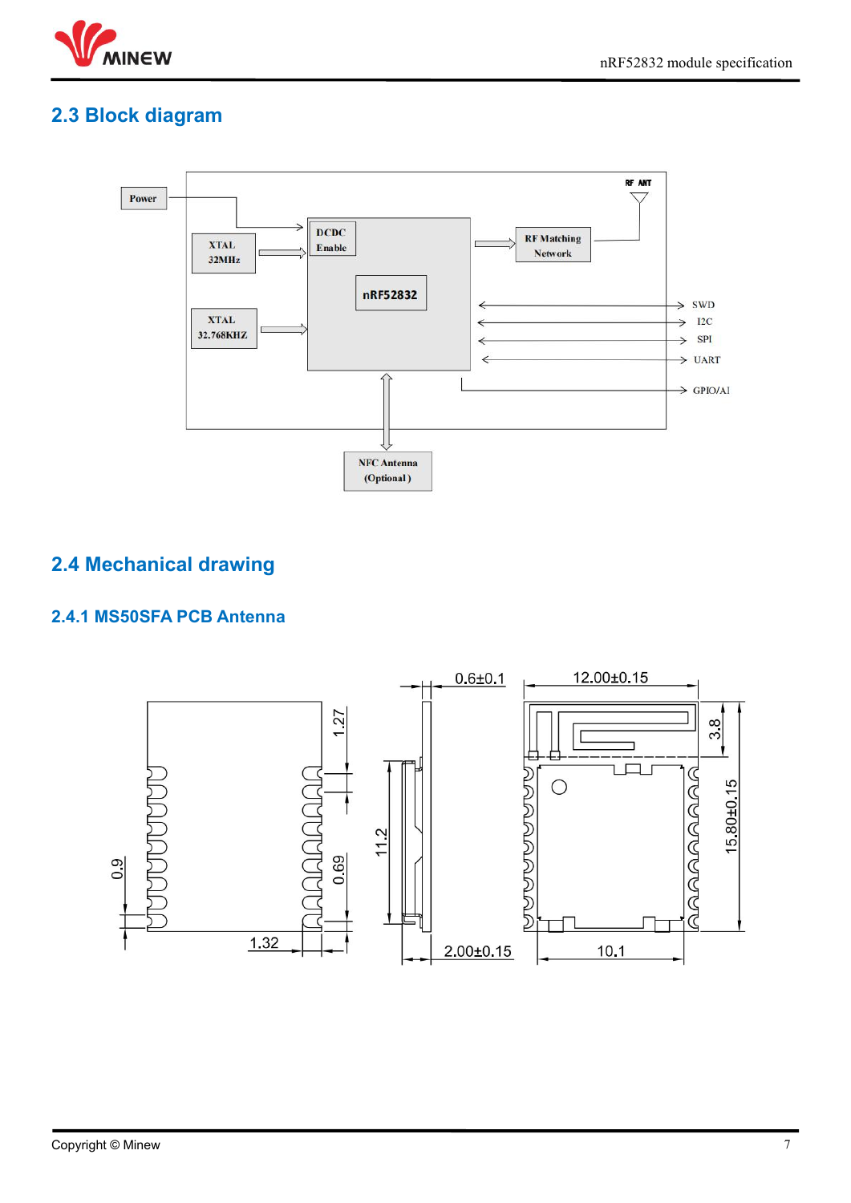## 2.3 Block diagram

## 2.4 Mechanical drawing

### 2.4.1 MS50SFA PCB Antenna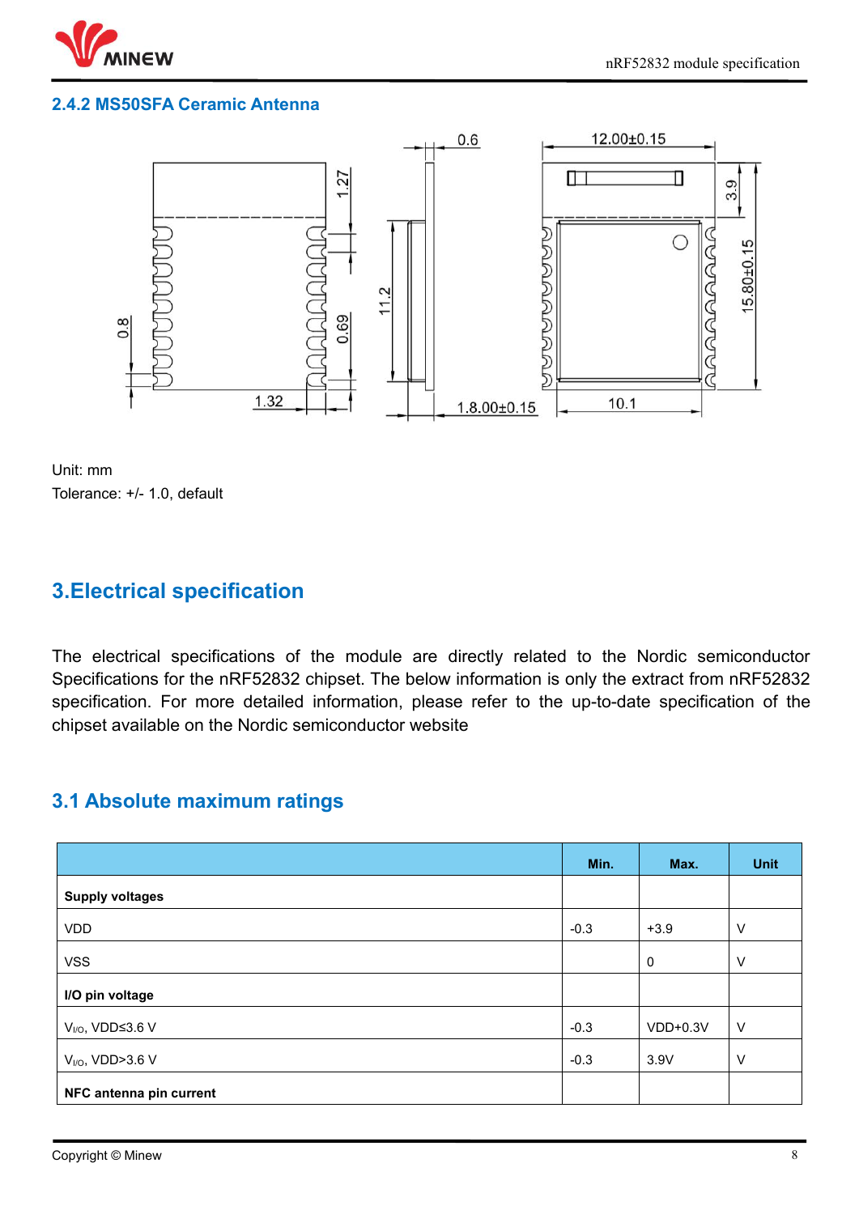## 2.4.2 MS50SFA Ceramic Antenna

Unit: mm

Tolerance: +/- 1.0, default

# 3.Electrical specification

The electrical specifications of the module are directly related to the Nordic semiconductor Specifications for the nRF52832 chipset. The below information is only the extract from nRF52832 specification. For more detailed information, please refer to the up-to-date specification of the chipset available on the Nordic semiconductor website

## 3.1 Absolute maximum ratings

| | Min. | Max. | Unit |
|---|---|---|---|
| **Supply voltages** | | | |
| VDD | -0.3 | +3.9 | V |
| VSS | | 0 | V |
| **I/O pin voltage** | | | |
| $V_{I/O}$, VDD≤3.6 V | -0.3 | VDD+0.3V | V |
| $V_{I/O}$, VDD>3.6 V | -0.3 | 3.9V | V |
| **NFC antenna pin current** | | | |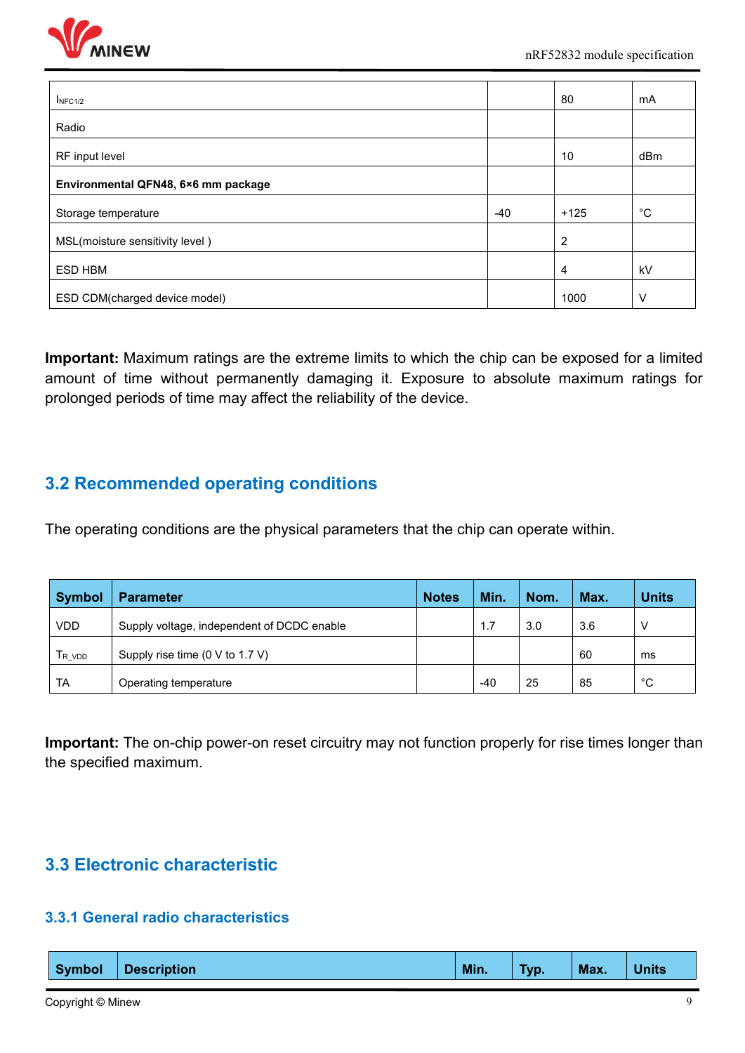| | | | |
|---|---|---|---|
| $I_{NFC1/2}$ | | 80 | mA |
| Radio | | | |
| RF input level | | 10 | dBm |
| **Environmental QFN48, 6×6 mm package** | | | |
| Storage temperature | -40 | +125 | °C |
| MSL(moisture sensitivity level ) | | 2 | |
| ESD HBM | | 4 | kV |
| ESD CDM(charged device model) | | 1000 | V |

**Important:** Maximum ratings are the extreme limits to which the chip can be exposed for a limited amount of time without permanently damaging it. Exposure to absolute maximum ratings for prolonged periods of time may affect the reliability of the device.

## 3.2 Recommended operating conditions

The operating conditions are the physical parameters that the chip can operate within.

| Symbol | Parameter | Notes | Min. | Nom. | Max. | Units |
|---|---|---|---|---|---|---|
| VDD | Supply voltage, independent of DCDC enable | | 1.7 | 3.0 | 3.6 | V |
| $T_{R\_VDD}$ | Supply rise time (0 V to 1.7 V) | | | | 60 | ms |
| TA | Operating temperature | | -40 | 25 | 85 | °C |

**Important:** The on-chip power-on reset circuitry may not function properly for rise times longer than the specified maximum.

## 3.3 Electronic characteristic

### 3.3.1 General radio characteristics

| Symbol | Description | Min. | Typ. | Max. | Units |
|---|---|---|---|---|---|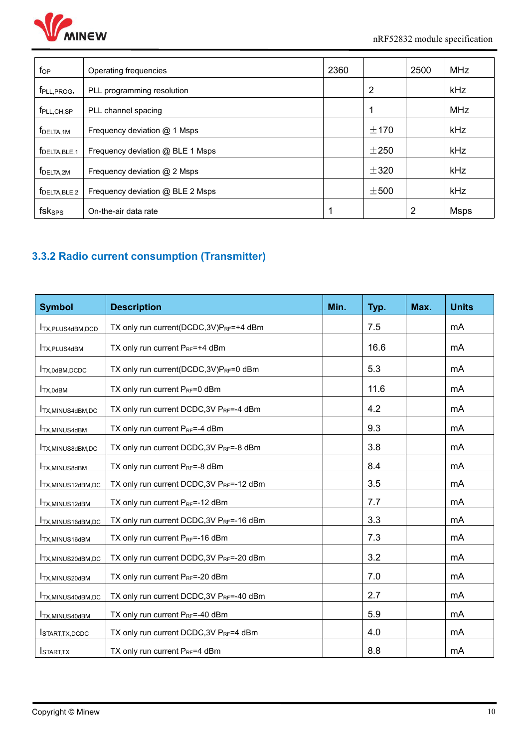| $f_{OP}$ | Operating frequencies | 2360 | | 2500 | MHz |
|---|---|---|---|---|---|
| $f_{PLL,PROG,}$ | PLL programming resolution | | 2 | | kHz |
| $f_{PLL,CH,SP}$ | PLL channel spacing | | 1 | | MHz |
| $f_{DELTA,1M}$ | Frequency deviation @ 1 Msps | | ±170 | | kHz |
| $f_{DELTA,BLE,1}$ | Frequency deviation @ BLE 1 Msps | | ±250 | | kHz |
| $f_{DELTA,2M}$ | Frequency deviation @ 2 Msps | | ±320 | | kHz |
| $f_{DELTA,BLE,2}$ | Frequency deviation @ BLE 2 Msps | | ±500 | | kHz |
| $fsk_{SPS}$ | On-the-air data rate | 1 | | 2 | Msps |

### 3.3.2 Radio current consumption (Transmitter)

| Symbol | Description | Min. | Typ. | Max. | Units |
|---|---|---|---|---|---|
| $I_{TX,PLUS4dBM,DCD}$ | TX only run current(DCDC,3V)$P_{RF}$=+4 dBm | | 7.5 | | mA |
| $I_{TX,PLUS4dBM}$ | TX only run current $P_{RF}$=+4 dBm | | 16.6 | | mA |
| $I_{TX,0dBM,DCDC}$ | TX only run current(DCDC,3V)$P_{RF}$=0 dBm | | 5.3 | | mA |
| $I_{TX,0dBM}$ | TX only run current $P_{RF}$=0 dBm | | 11.6 | | mA |
| $I_{TX,MINUS4dBM,DC}$ | TX only run current DCDC,3V $P_{RF}$=-4 dBm | | 4.2 | | mA |
| $I_{TX,MINUS4dBM}$ | TX only run current $P_{RF}$=-4 dBm | | 9.3 | | mA |
| $I_{TX,MINUS8dBM,DC}$ | TX only run current DCDC,3V $P_{RF}$=-8 dBm | | 3.8 | | mA |
| $I_{TX,MINUS8dBM}$ | TX only run current $P_{RF}$=-8 dBm | | 8.4 | | mA |
| $I_{TX,MINUS12dBM,DC}$ | TX only run current DCDC,3V $P_{RF}$=-12 dBm | | 3.5 | | mA |
| $I_{TX,MINUS12dBM}$ | TX only run current $P_{RF}$=-12 dBm | | 7.7 | | mA |
| $I_{TX,MINUS16dBM,DC}$ | TX only run current DCDC,3V $P_{RF}$=-16 dBm | | 3.3 | | mA |
| $I_{TX,MINUS16dBM}$ | TX only run current $P_{RF}$=-16 dBm | | 7.3 | | mA |
| $I_{TX,MINUS20dBM,DC}$ | TX only run current DCDC,3V $P_{RF}$=-20 dBm | | 3.2 | | mA |
| $I_{TX,MINUS20dBM}$ | TX only run current $P_{RF}$=-20 dBm | | 7.0 | | mA |
| $I_{TX,MINUS40dBM,DC}$ | TX only run current DCDC,3V $P_{RF}$=-40 dBm | | 2.7 | | mA |
| $I_{TX,MINUS40dBM}$ | TX only run current $P_{RF}$=-40 dBm | | 5.9 | | mA |
| $I_{START,TX,DCDC}$ | TX only run current DCDC,3V $P_{RF}$=4 dBm | | 4.0 | | mA |
| $I_{START,TX}$ | TX only run current $P_{RF}$=4 dBm | | 8.8 | | mA |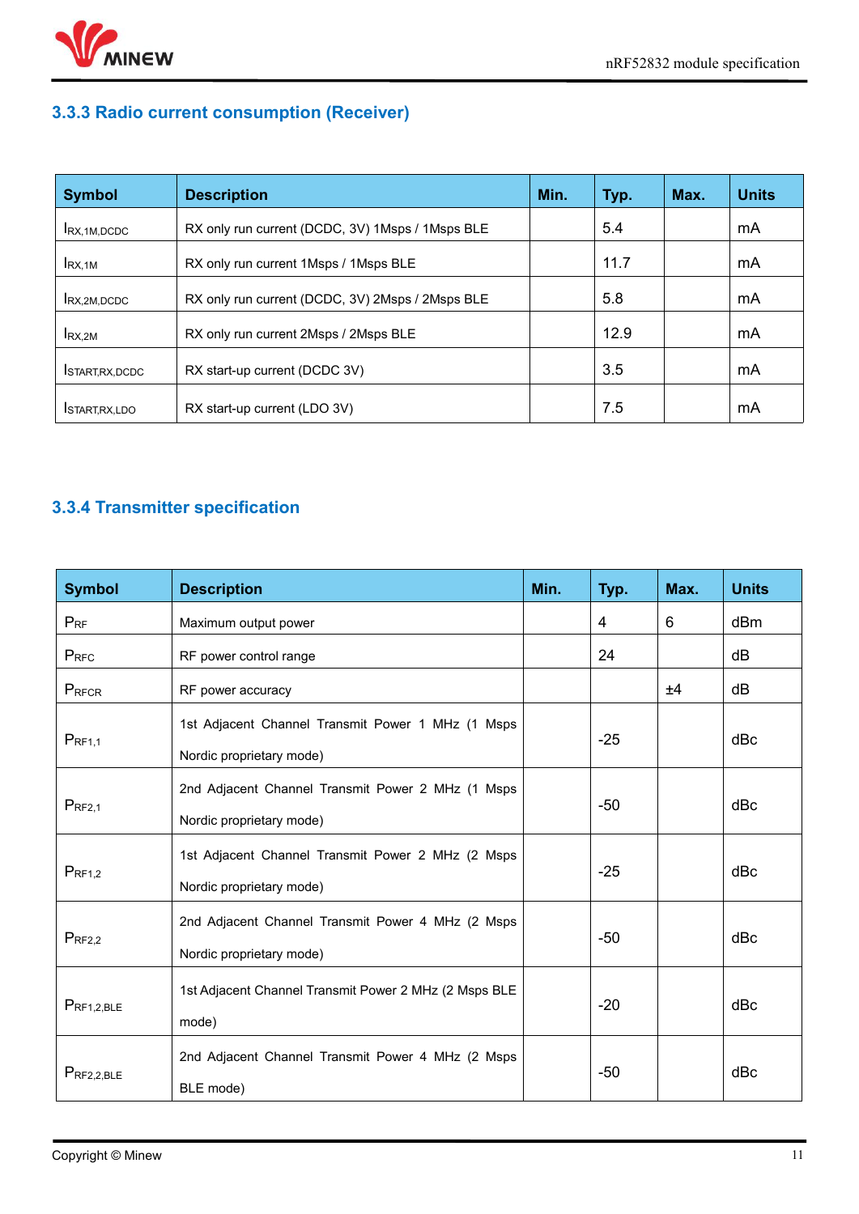### 3.3.3 Radio current consumption (Receiver)

| Symbol | Description | Min. | Typ. | Max. | Units |
|---|---|---|---|---|---|
| $I_{RX,1M,DCDC}$ | RX only run current (DCDC, 3V) 1Msps / 1Msps BLE | | 5.4 | | mA |
| $I_{RX,1M}$ | RX only run current 1Msps / 1Msps BLE | | 11.7 | | mA |
| $I_{RX,2M,DCDC}$ | RX only run current (DCDC, 3V) 2Msps / 2Msps BLE | | 5.8 | | mA |
| $I_{RX,2M}$ | RX only run current 2Msps / 2Msps BLE | | 12.9 | | mA |
| $I_{START,RX,DCDC}$ | RX start-up current (DCDC 3V) | | 3.5 | | mA |
| $I_{START,RX,LDO}$ | RX start-up current (LDO 3V) | | 7.5 | | mA |

### 3.3.4 Transmitter specification

| Symbol | Description | Min. | Typ. | Max. | Units |
|---|---|---|---|---|---|
| $P_{RF}$ | Maximum output power | | 4 | 6 | dBm |
| $P_{RFC}$ | RF power control range | | 24 | | dB |
| $P_{RFCR}$ | RF power accuracy | | | ±4 | dB |
| $P_{RF1,1}$ | 1st Adjacent Channel Transmit Power 1 MHz (1 Msps Nordic proprietary mode) | | -25 | | dBc |
| $P_{RF2,1}$ | 2nd Adjacent Channel Transmit Power 2 MHz (1 Msps Nordic proprietary mode) | | -50 | | dBc |
| $P_{RF1,2}$ | 1st Adjacent Channel Transmit Power 2 MHz (2 Msps Nordic proprietary mode) | | -25 | | dBc |
| $P_{RF2,2}$ | 2nd Adjacent Channel Transmit Power 4 MHz (2 Msps Nordic proprietary mode) | | -50 | | dBc |
| $P_{RF1,2,BLE}$ | 1st Adjacent Channel Transmit Power 2 MHz (2 Msps BLE mode) | | -20 | | dBc |
| $P_{RF2,2,BLE}$ | 2nd Adjacent Channel Transmit Power 4 MHz (2 Msps BLE mode) | | -50 | | dBc |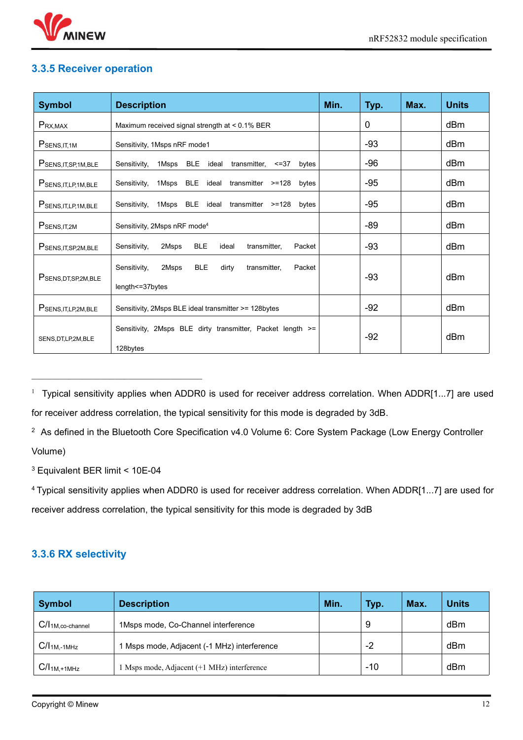### 3.3.5 Receiver operation

| Symbol | Description | Min. | Typ. | Max. | Units |
|---|---|---|---|---|---|
| $P_{RX,MAX}$ | Maximum received signal strength at < 0.1% BER | | 0 | | dBm |
| $P_{SENS,IT,1M}$ | Sensitivity, 1Msps nRF mode1 | | -93 | | dBm |
| $P_{SENS,IT,SP,1M,BLE}$ | Sensitivity, 1Msps BLE ideal transmitter, <=37 bytes | | -96 | | dBm |
| $P_{SENS,IT,LP,1M,BLE}$ | Sensitivity, 1Msps BLE ideal transmitter >=128 bytes | | -95 | | dBm |
| $P_{SENS,IT,LP,1M,BLE}$ | Sensitivity, 1Msps BLE ideal transmitter >=128 bytes | | -95 | | dBm |
| $P_{SENS,IT,2M}$ | Sensitivity, 2Msps nRF mode[4] | | -89 | | dBm |
| $P_{SENS,IT,SP,2M,BLE}$ | Sensitivity, 2Msps BLE ideal transmitter, Packet | | -93 | | dBm |
| $P_{SENS,DT,SP,2M,BLE}$ | Sensitivity, 2Msps BLE dirty transmitter, Packet length<=37bytes | | -93 | | dBm |
| $P_{SENS,IT,LP,2M,BLE}$ | Sensitivity, 2Msps BLE ideal transmitter >= 128bytes | | -92 | | dBm |
| SENS,DT,LP,2M,BLE | Sensitivity, 2Msps BLE dirty transmitter, Packet length >= 128bytes | | -92 | | dBm |

[1] Typical sensitivity applies when ADDR0 is used for receiver address correlation. When ADDR[1...7] are used for receiver address correlation, the typical sensitivity for this mode is degraded by 3dB.

[2] As defined in the Bluetooth Core Specification v4.0 Volume 6: Core System Package (Low Energy Controller Volume)

[3] Equivalent BER limit < 10E-04

[4] Typical sensitivity applies when ADDR0 is used for receiver address correlation. When ADDR[1...7] are used for receiver address correlation, the typical sensitivity for this mode is degraded by 3dB

### 3.3.6 RX selectivity

| Symbol | Description | Min. | Typ. | Max. | Units |
|---|---|---|---|---|---|
| $C/I_{1M,co\text{-}channel}$ | 1Msps mode, Co-Channel interference | | 9 | | dBm |
| $C/I_{1M,-1MHz}$ | 1 Msps mode, Adjacent (-1 MHz) interference | | -2 | | dBm |
| $C/I_{1M,+1MHz}$ | 1 Msps mode, Adjacent (+1 MHz) interference | | -10 | | dBm |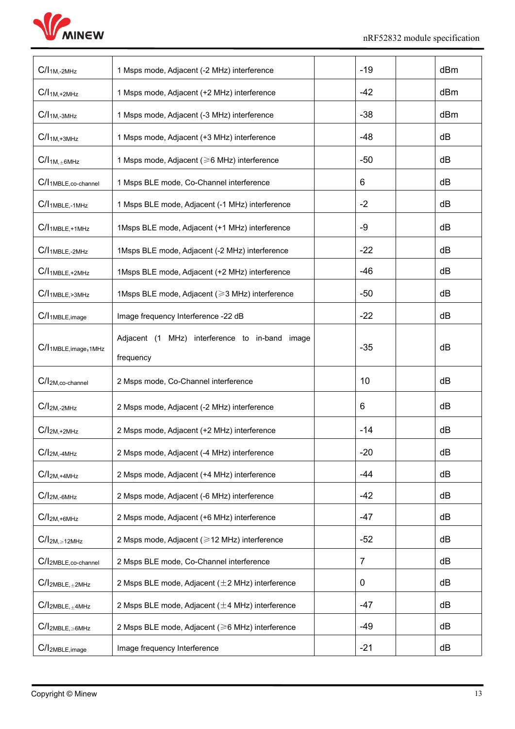| | | | | | |
|---|---|---|---|---|---|
| $C/I_{1M,-2MHz}$ | 1 Msps mode, Adjacent (-2 MHz) interference | | -19 | | dBm |
| $C/I_{1M,+2MHz}$ | 1 Msps mode, Adjacent (+2 MHz) interference | | -42 | | dBm |
| $C/I_{1M,-3MHz}$ | 1 Msps mode, Adjacent (-3 MHz) interference | | -38 | | dBm |
| $C/I_{1M,+3MHz}$ | 1 Msps mode, Adjacent (+3 MHz) interference | | -48 | | dB |
| $C/I_{1M,\pm 6MHz}$ | 1 Msps mode, Adjacent (≥6 MHz) interference | | -50 | | dB |
| $C/I_{1MBLE,co\text{-}channel}$ | 1 Msps BLE mode, Co-Channel interference | | 6 | | dB |
| $C/I_{1MBLE,-1MHz}$ | 1 Msps BLE mode, Adjacent (-1 MHz) interference | | -2 | | dB |
| $C/I_{1MBLE,+1MHz}$ | 1Msps BLE mode, Adjacent (+1 MHz) interference | | -9 | | dB |
| $C/I_{1MBLE,-2MHz}$ | 1Msps BLE mode, Adjacent (-2 MHz) interference | | -22 | | dB |
| $C/I_{1MBLE,+2MHz}$ | 1Msps BLE mode, Adjacent (+2 MHz) interference | | -46 | | dB |
| $C/I_{1MBLE,>3MHz}$ | 1Msps BLE mode, Adjacent (≥3 MHz) interference | | -50 | | dB |
| $C/I_{1MBLE,image}$ | Image frequency Interference -22 dB | | -22 | | dB |
| $C/I_{1MBLE,image,1MHz}$ | Adjacent (1 MHz) interference to in-band image frequency | | -35 | | dB |
| $C/I_{2M,co\text{-}channel}$ | 2 Msps mode, Co-Channel interference | | 10 | | dB |
| $C/I_{2M,-2MHz}$ | 2 Msps mode, Adjacent (-2 MHz) interference | | 6 | | dB |
| $C/I_{2M,+2MHz}$ | 2 Msps mode, Adjacent (+2 MHz) interference | | -14 | | dB |
| $C/I_{2M,-4MHz}$ | 2 Msps mode, Adjacent (-4 MHz) interference | | -20 | | dB |
| $C/I_{2M,+4MHz}$ | 2 Msps mode, Adjacent (+4 MHz) interference | | -44 | | dB |
| $C/I_{2M,-6MHz}$ | 2 Msps mode, Adjacent (-6 MHz) interference | | -42 | | dB |
| $C/I_{2M,+6MHz}$ | 2 Msps mode, Adjacent (+6 MHz) interference | | -47 | | dB |
| $C/I_{2M,\geq 12MHz}$ | 2 Msps mode, Adjacent (≥12 MHz) interference | | -52 | | dB |
| $C/I_{2MBLE,co\text{-}channel}$ | 2 Msps BLE mode, Co-Channel interference | | 7 | | dB |
| $C/I_{2MBLE,\pm 2MHz}$ | 2 Msps BLE mode, Adjacent (±2 MHz) interference | | 0 | | dB |
| $C/I_{2MBLE,\pm 4MHz}$ | 2 Msps BLE mode, Adjacent (±4 MHz) interference | | -47 | | dB |
| $C/I_{2MBLE,\geq 6MHz}$ | 2 Msps BLE mode, Adjacent (≥6 MHz) interference | | -49 | | dB |
| $C/I_{2MBLE,image}$ | Image frequency Interference | | -21 | | dB |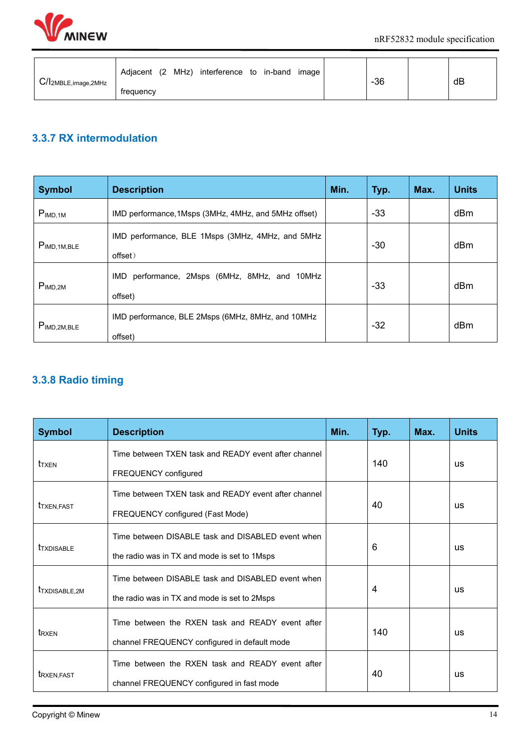| $C/I_{2MBLE,image,2MHz}$ | Adjacent (2 MHz) interference to in-band image frequency | | -36 | | dB |
|---|---|---|---|---|---|

### 3.3.7 RX intermodulation

| Symbol | Description | Min. | Typ. | Max. | Units |
|---|---|---|---|---|---|
| $P_{IMD,1M}$ | IMD performance,1Msps (3MHz, 4MHz, and 5MHz offset) | | -33 | | dBm |
| $P_{IMD,1M,BLE}$ | IMD performance, BLE 1Msps (3MHz, 4MHz, and 5MHz offset） | | -30 | | dBm |
| $P_{IMD,2M}$ | IMD performance, 2Msps (6MHz, 8MHz, and 10MHz offset) | | -33 | | dBm |
| $P_{IMD,2M,BLE}$ | IMD performance, BLE 2Msps (6MHz, 8MHz, and 10MHz offset) | | -32 | | dBm |

### 3.3.8 Radio timing

| Symbol | Description | Min. | Typ. | Max. | Units |
|---|---|---|---|---|---|
| $t_{TXEN}$ | Time between TXEN task and READY event after channel FREQUENCY configured | | 140 | | us |
| $t_{TXEN,FAST}$ | Time between TXEN task and READY event after channel FREQUENCY configured (Fast Mode) | | 40 | | us |
| $t_{TXDISABLE}$ | Time between DISABLE task and DISABLED event when the radio was in TX and mode is set to 1Msps | | 6 | | us |
| $t_{TXDISABLE,2M}$ | Time between DISABLE task and DISABLED event when the radio was in TX and mode is set to 2Msps | | 4 | | us |
| $t_{RXEN}$ | Time between the RXEN task and READY event after channel FREQUENCY configured in default mode | | 140 | | us |
| $t_{RXEN,FAST}$ | Time between the RXEN task and READY event after channel FREQUENCY configured in fast mode | | 40 | | us |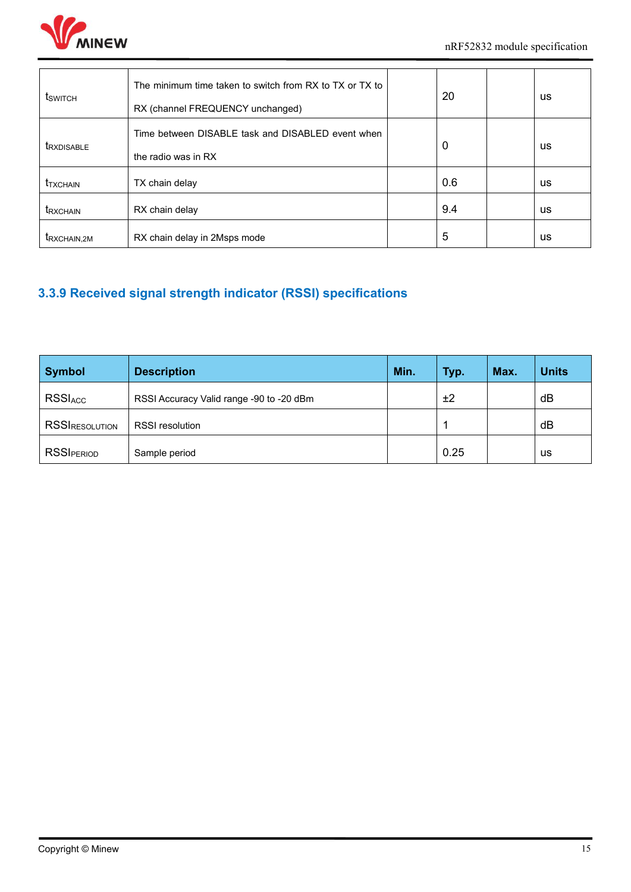| | | | | | |
|---|---|---|---|---|---|
| $t_{SWITCH}$ | The minimum time taken to switch from RX to TX or TX to RX (channel FREQUENCY unchanged) | | 20 | | us |
| $t_{RXDISABLE}$ | Time between DISABLE task and DISABLED event when the radio was in RX | | 0 | | us |
| $t_{TXCHAIN}$ | TX chain delay | | 0.6 | | us |
| $t_{RXCHAIN}$ | RX chain delay | | 9.4 | | us |
| $t_{RXCHAIN,2M}$ | RX chain delay in 2Msps mode | | 5 | | us |

### 3.3.9 Received signal strength indicator (RSSI) specifications

| Symbol | Description | Min. | Typ. | Max. | Units |
|---|---|---|---|---|---|
| $RSSI_{ACC}$ | RSSI Accuracy Valid range -90 to -20 dBm | | ±2 | | dB |
| $RSSI_{RESOLUTION}$ | RSSI resolution | | 1 | | dB |
| $RSSI_{PERIOD}$ | Sample period | | 0.25 | | us |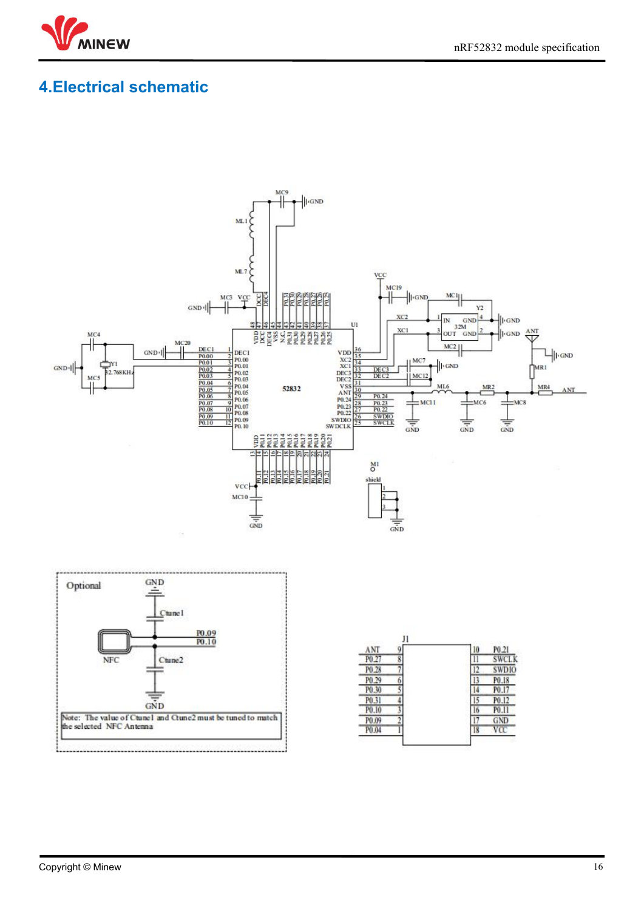# 4.Electrical schematic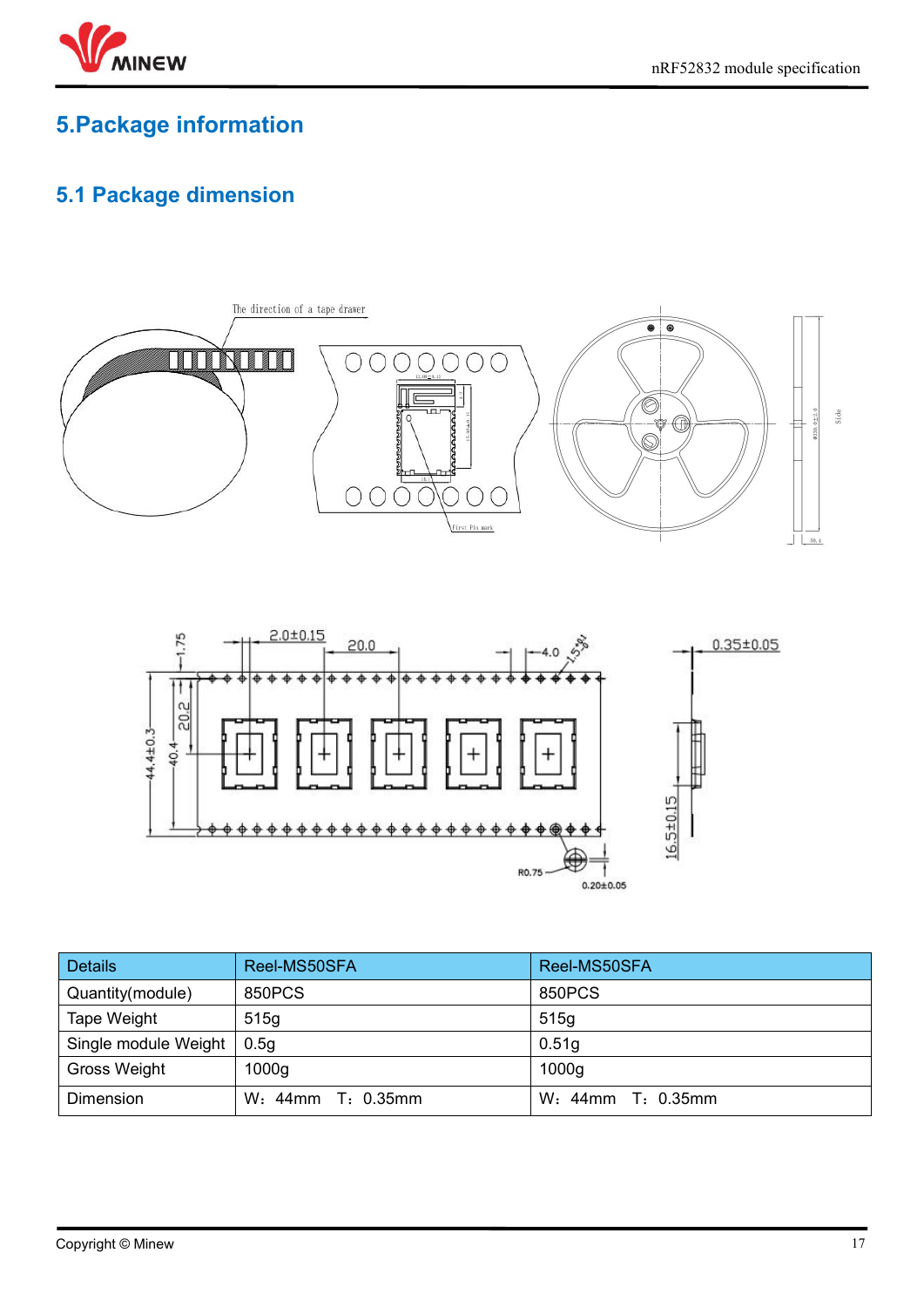# 5.Package information

## 5.1 Package dimension

| Details | Reel-MS50SFA | Reel-MS50SFA |
|---|---|---|
| Quantity(module) | 850PCS | 850PCS |
| Tape Weight | 515g | 515g |
| Single module Weight | 0.5g | 0.51g |
| Gross Weight | 1000g | 1000g |
| Dimension | W：44mm　T：0.35mm | W：44mm　T：0.35mm |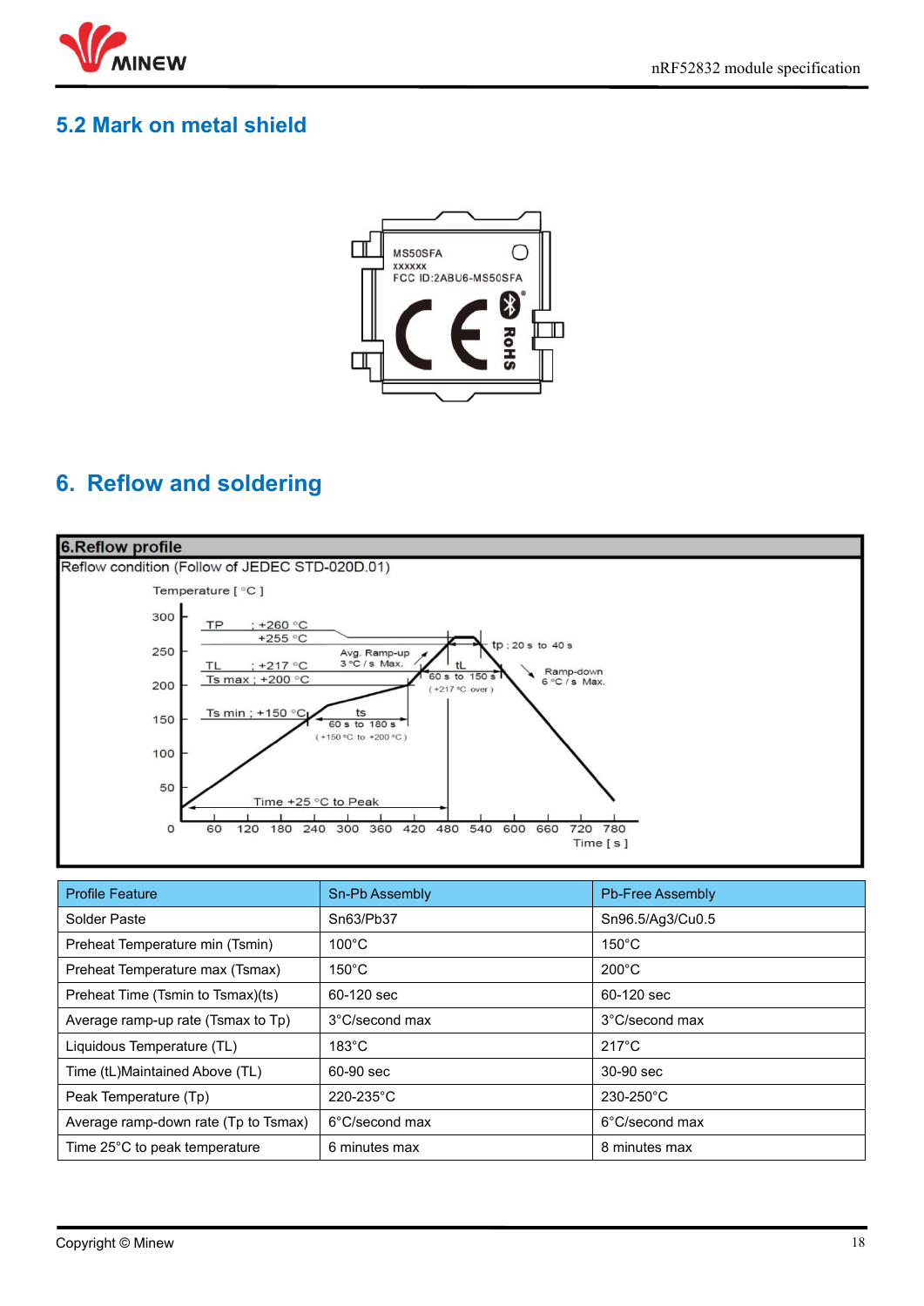## 5.2 Mark on metal shield

MS50SFA
xxxxxx
FCC ID:2ABU6-MS50SFA

# 6. Reflow and soldering

**6.Reflow profile**

Reflow condition (Follow of JEDEC STD-020D.01)

| Profile Feature | Sn-Pb Assembly | Pb-Free Assembly |
|---|---|---|
| Solder Paste | Sn63/Pb37 | Sn96.5/Ag3/Cu0.5 |
| Preheat Temperature min (Tsmin) | 100°C | 150°C |
| Preheat Temperature max (Tsmax) | 150°C | 200°C |
| Preheat Time (Tsmin to Tsmax)(ts) | 60-120 sec | 60-120 sec |
| Average ramp-up rate (Tsmax to Tp) | 3°C/second max | 3°C/second max |
| Liquidous Temperature (TL) | 183°C | 217°C |
| Time (tL)Maintained Above (TL) | 60-90 sec | 30-90 sec |
| Peak Temperature (Tp) | 220-235°C | 230-250°C |
| Average ramp-down rate (Tp to Tsmax) | 6°C/second max | 6°C/second max |
| Time 25°C to peak temperature | 6 minutes max | 8 minutes max |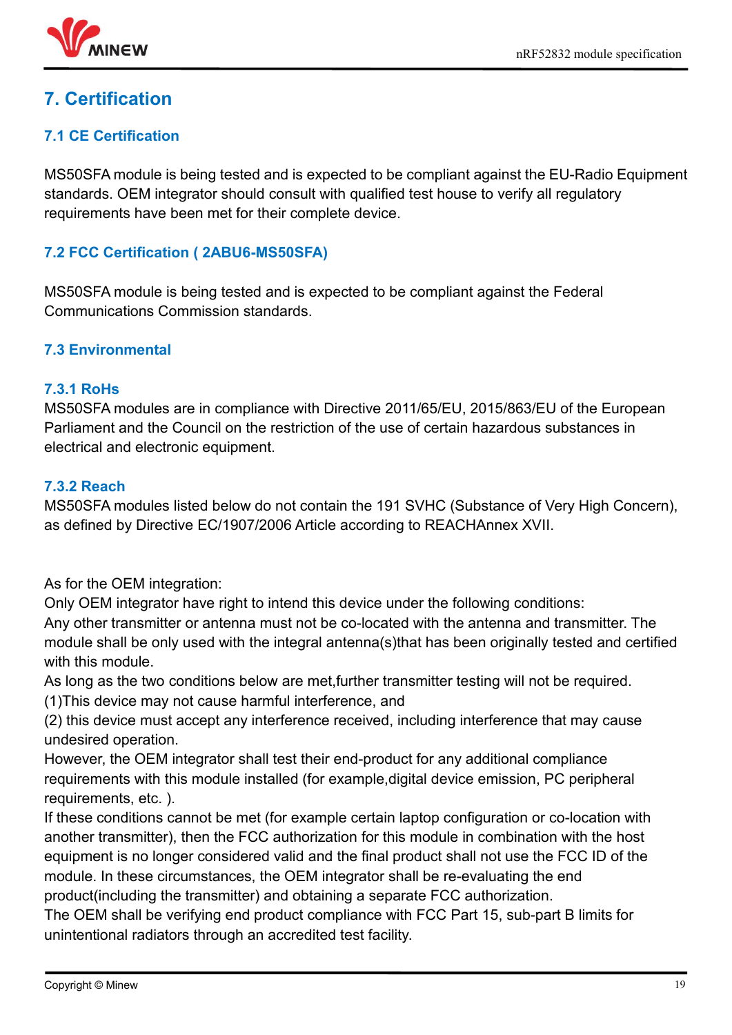# 7. Certification

## 7.1 CE Certification

MS50SFA module is being tested and is expected to be compliant against the EU-Radio Equipment standards. OEM integrator should consult with qualified test house to verify all regulatory requirements have been met for their complete device.

## 7.2 FCC Certification ( 2ABU6-MS50SFA)

MS50SFA module is being tested and is expected to be compliant against the Federal Communications Commission standards.

## 7.3 Environmental

### 7.3.1 RoHs

MS50SFA modules are in compliance with Directive 2011/65/EU, 2015/863/EU of the European Parliament and the Council on the restriction of the use of certain hazardous substances in electrical and electronic equipment.

### 7.3.2 Reach

MS50SFA modules listed below do not contain the 191 SVHC (Substance of Very High Concern), as defined by Directive EC/1907/2006 Article according to REACHAnnex XVII.

As for the OEM integration:
Only OEM integrator have right to intend this device under the following conditions:
Any other transmitter or antenna must not be co-located with the antenna and transmitter. The module shall be only used with the integral antenna(s)that has been originally tested and certified with this module.
As long as the two conditions below are met,further transmitter testing will not be required.
(1)This device may not cause harmful interference, and
(2) this device must accept any interference received, including interference that may cause undesired operation.
However, the OEM integrator shall test their end-product for any additional compliance requirements with this module installed (for example,digital device emission, PC peripheral requirements, etc. ).
If these conditions cannot be met (for example certain laptop configuration or co-location with another transmitter), then the FCC authorization for this module in combination with the host equipment is no longer considered valid and the final product shall not use the FCC ID of the module. In these circumstances, the OEM integrator shall be re-evaluating the end product(including the transmitter) and obtaining a separate FCC authorization.
The OEM shall be verifying end product compliance with FCC Part 15, sub-part B limits for unintentional radiators through an accredited test facility.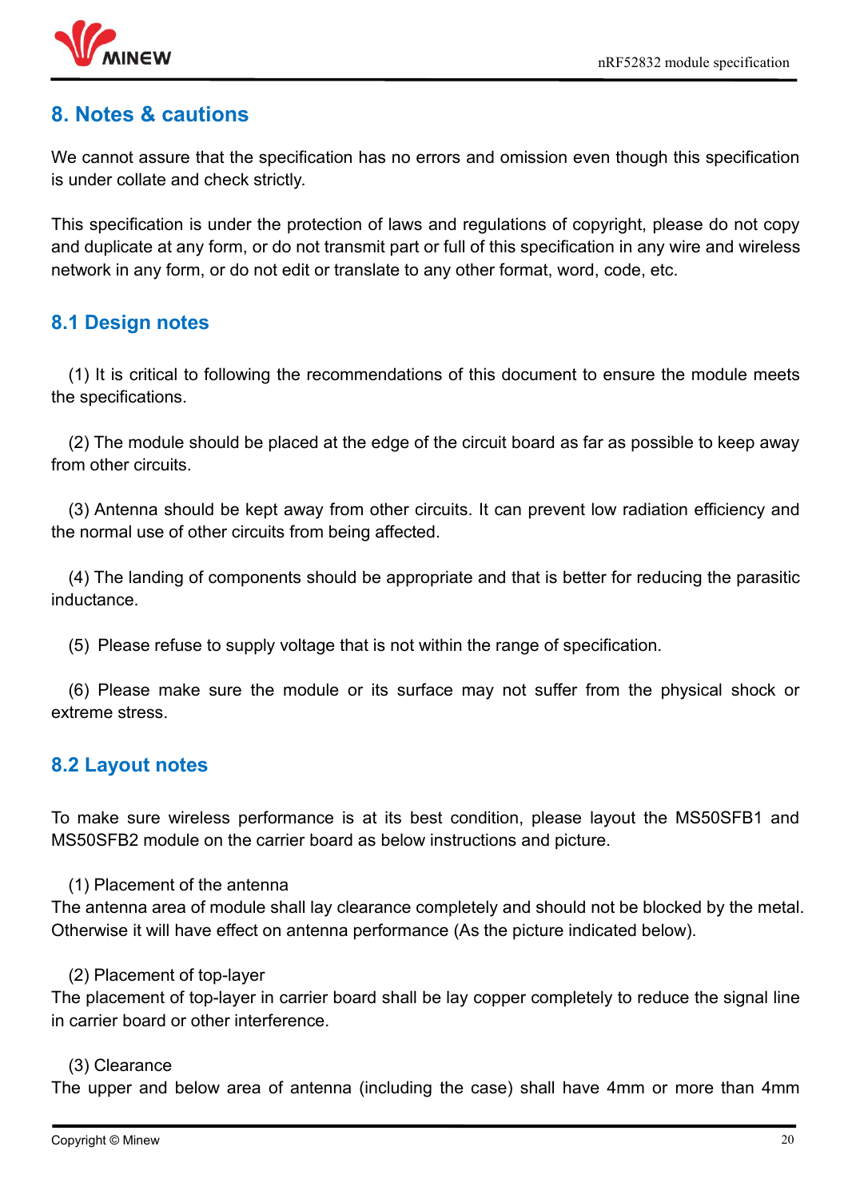## 8. Notes & cautions

We cannot assure that the specification has no errors and omission even though this specification is under collate and check strictly.

This specification is under the protection of laws and regulations of copyright, please do not copy and duplicate at any form, or do not transmit part or full of this specification in any wire and wireless network in any form, or do not edit or translate to any other format, word, code, etc.

### 8.1 Design notes

(1) It is critical to following the recommendations of this document to ensure the module meets the specifications.

(2) The module should be placed at the edge of the circuit board as far as possible to keep away from other circuits.

(3) Antenna should be kept away from other circuits. It can prevent low radiation efficiency and the normal use of other circuits from being affected.

(4) The landing of components should be appropriate and that is better for reducing the parasitic inductance.

(5) Please refuse to supply voltage that is not within the range of specification.

(6) Please make sure the module or its surface may not suffer from the physical shock or extreme stress.

### 8.2 Layout notes

To make sure wireless performance is at its best condition, please layout the MS50SFB1 and MS50SFB2 module on the carrier board as below instructions and picture.

(1) Placement of the antenna
The antenna area of module shall lay clearance completely and should not be blocked by the metal. Otherwise it will have effect on antenna performance (As the picture indicated below).

(2) Placement of top-layer
The placement of top-layer in carrier board shall be lay copper completely to reduce the signal line in carrier board or other interference.

(3) Clearance
The upper and below area of antenna (including the case) shall have 4mm or more than 4mm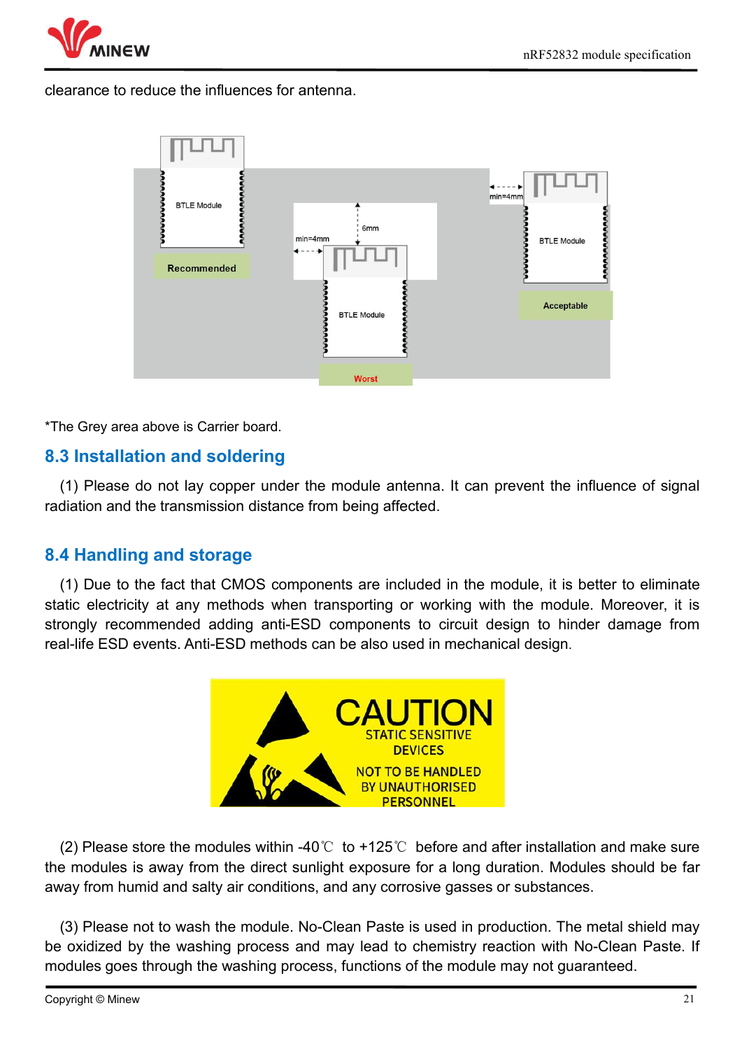clearance to reduce the influences for antenna.

*The Grey area above is Carrier board.

## 8.3 Installation and soldering

(1) Please do not lay copper under the module antenna. It can prevent the influence of signal radiation and the transmission distance from being affected.

## 8.4 Handling and storage

(1) Due to the fact that CMOS components are included in the module, it is better to eliminate static electricity at any methods when transporting or working with the module. Moreover, it is strongly recommended adding anti-ESD components to circuit design to hinder damage from real-life ESD events. Anti-ESD methods can be also used in mechanical design.

(2) Please store the modules within -40℃ to +125℃ before and after installation and make sure the modules is away from the direct sunlight exposure for a long duration. Modules should be far away from humid and salty air conditions, and any corrosive gasses or substances.

(3) Please not to wash the module. No-Clean Paste is used in production. The metal shield may be oxidized by the washing process and may lead to chemistry reaction with No-Clean Paste. If modules goes through the washing process, functions of the module may not guaranteed.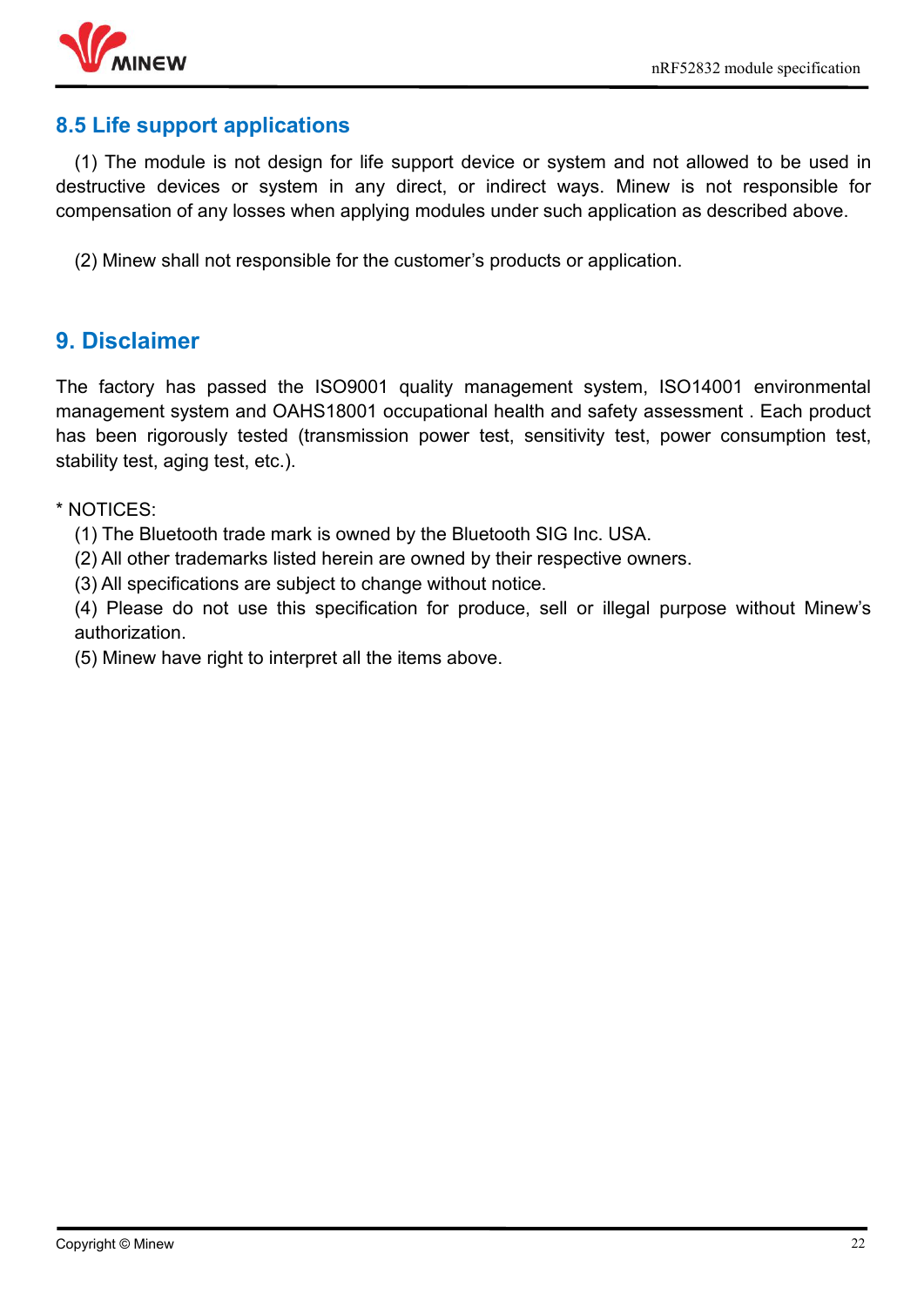## 8.5 Life support applications

(1) The module is not design for life support device or system and not allowed to be used in destructive devices or system in any direct, or indirect ways. Minew is not responsible for compensation of any losses when applying modules under such application as described above.

(2) Minew shall not responsible for the customer's products or application.

# 9. Disclaimer

The factory has passed the ISO9001 quality management system, ISO14001 environmental management system and OAHS18001 occupational health and safety assessment . Each product has been rigorously tested (transmission power test, sensitivity test, power consumption test, stability test, aging test, etc.).

* NOTICES:

(1) The Bluetooth trade mark is owned by the Bluetooth SIG Inc. USA.

(2) All other trademarks listed herein are owned by their respective owners.

(3) All specifications are subject to change without notice.

(4) Please do not use this specification for produce, sell or illegal purpose without Minew's authorization.

(5) Minew have right to interpret all the items above.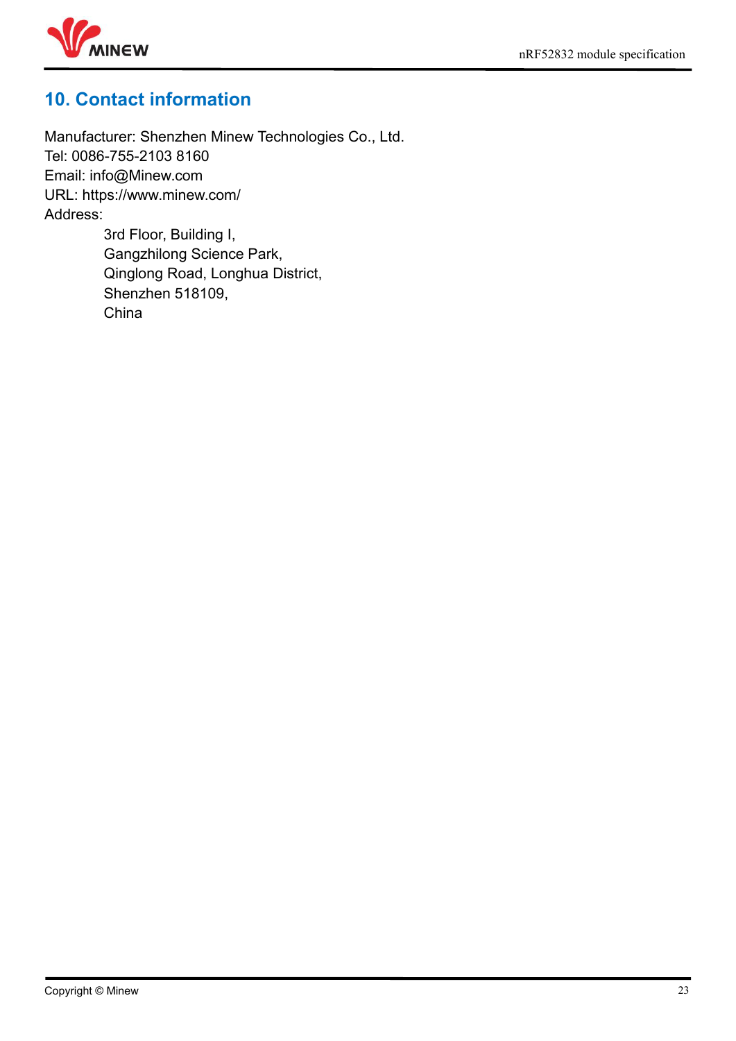## 10. Contact information

Manufacturer: Shenzhen Minew Technologies Co., Ltd.
Tel: 0086-755-2103 8160
Email: info@Minew.com
URL: https://www.minew.com/
Address:

3rd Floor, Building I,
Gangzhilong Science Park,
Qinglong Road, Longhua District,
Shenzhen 518109,
China